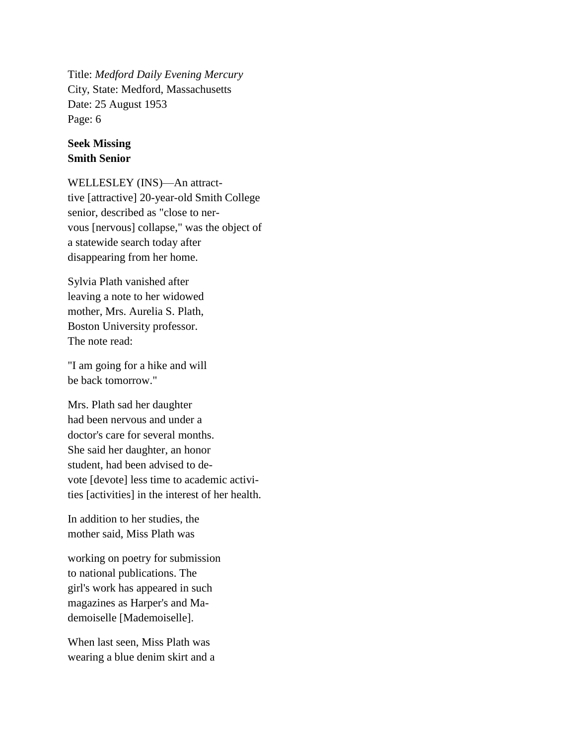Title: *Medford Daily Evening Mercury*
City, State: Medford, Massachusetts
Date: 25 August 1953
Page: 6

**Seek Missing**
**Smith Senior**

WELLESLEY (INS)—An attract-
tive [attractive] 20-year-old Smith College senior, described as "close to ner-
vous [nervous] collapse," was the object of a statewide search today after disappearing from her home.

Sylvia Plath vanished after leaving a note to her widowed mother, Mrs. Aurelia S. Plath, Boston University professor. The note read:

"I am going for a hike and will be back tomorrow."

Mrs. Plath sad her daughter had been nervous and under a doctor's care for several months. She said her daughter, an honor student, had been advised to de-
vote [devote] less time to academic activi-
ties [activities] in the interest of her health.

In addition to her studies, the mother said, Miss Plath was

working on poetry for submission to national publications. The girl's work has appeared in such magazines as Harper's and Ma-
demoiselle [Mademoiselle].

When last seen, Miss Plath was wearing a blue denim skirt and a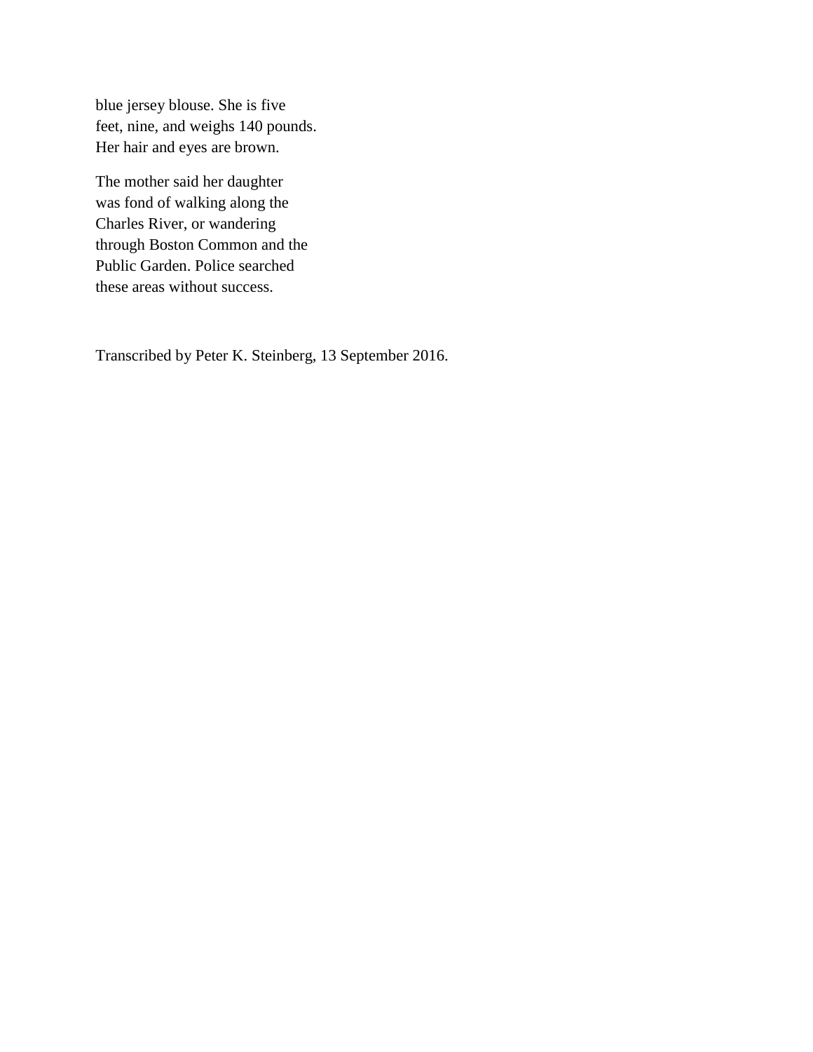blue jersey blouse. She is five feet, nine, and weighs 140 pounds. Her hair and eyes are brown.

The mother said her daughter was fond of walking along the Charles River, or wandering through Boston Common and the Public Garden. Police searched these areas without success.

Transcribed by Peter K. Steinberg, 13 September 2016.